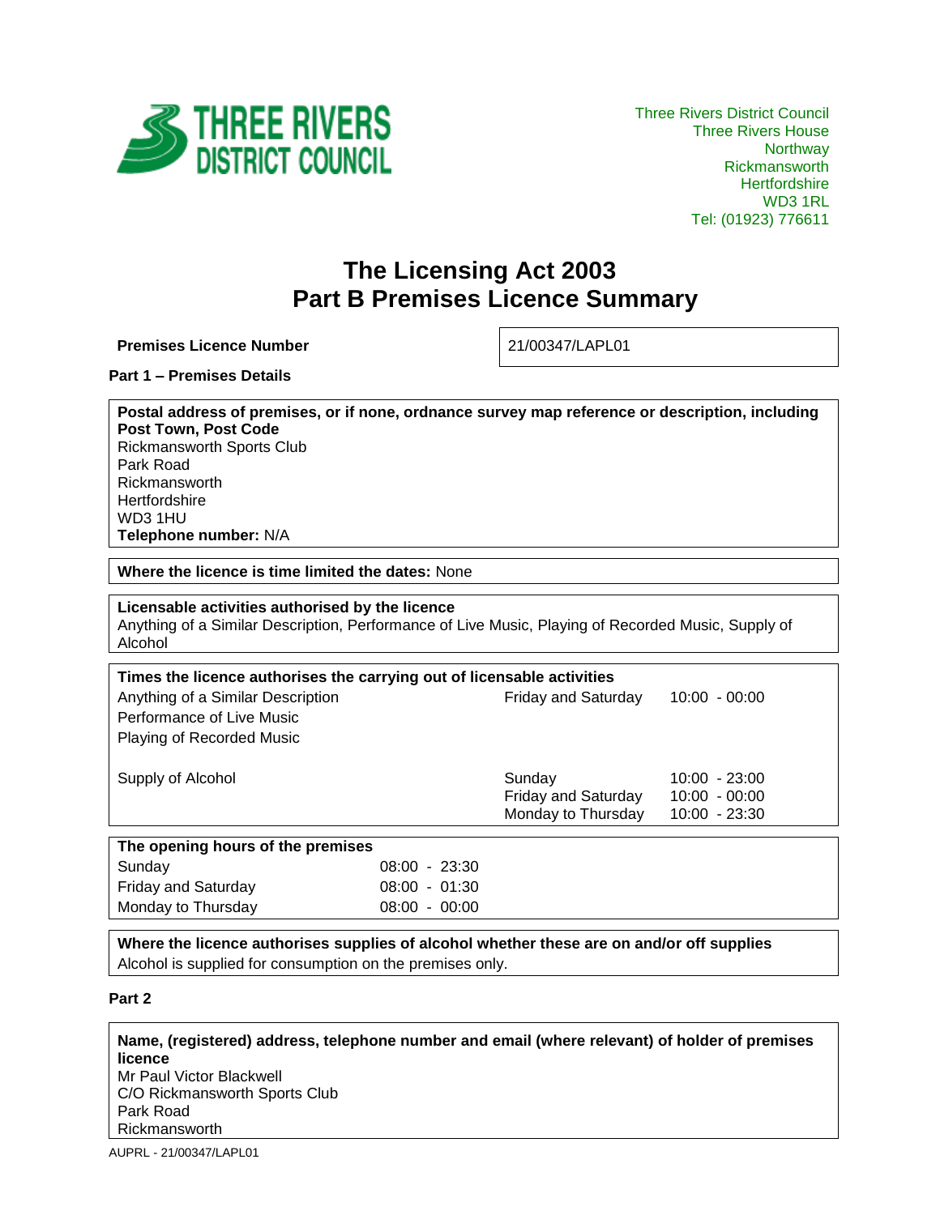Three Rivers District Council
Three Rivers House
Northway
Rickmansworth
Hertfordshire
WD3 1RL
Tel: (01923) 776611

# The Licensing Act 2003
# Part B Premises Licence Summary

| **Premises Licence Number** | 21/00347/LAPL01 |
|---|---|

**Part 1 – Premises Details**

**Postal address of premises, or if none, ordnance survey map reference or description, including Post Town, Post Code**
Rickmansworth Sports Club
Park Road
Rickmansworth
Hertfordshire
WD3 1HU
**Telephone number:** N/A

**Where the licence is time limited the dates:** None

**Licensable activities authorised by the licence**
Anything of a Similar Description, Performance of Live Music, Playing of Recorded Music, Supply of Alcohol

**Times the licence authorises the carrying out of licensable activities**

| Activity | Days | Times |
|---|---|---|
| Anything of a Similar Description<br>Performance of Live Music<br>Playing of Recorded Music | Friday and Saturday | 10:00 - 00:00 |
| Supply of Alcohol | Sunday | 10:00 - 23:00 |
| | Friday and Saturday | 10:00 - 00:00 |
| | Monday to Thursday | 10:00 - 23:30 |

**The opening hours of the premises**

| Days | Times |
|---|---|
| Sunday | 08:00 - 23:30 |
| Friday and Saturday | 08:00 - 01:30 |
| Monday to Thursday | 08:00 - 00:00 |

**Where the licence authorises supplies of alcohol whether these are on and/or off supplies**
Alcohol is supplied for consumption on the premises only.

**Part 2**

**Name, (registered) address, telephone number and email (where relevant) of holder of premises licence**
Mr Paul Victor Blackwell
C/O Rickmansworth Sports Club
Park Road
Rickmansworth

AUPRL - 21/00347/LAPL01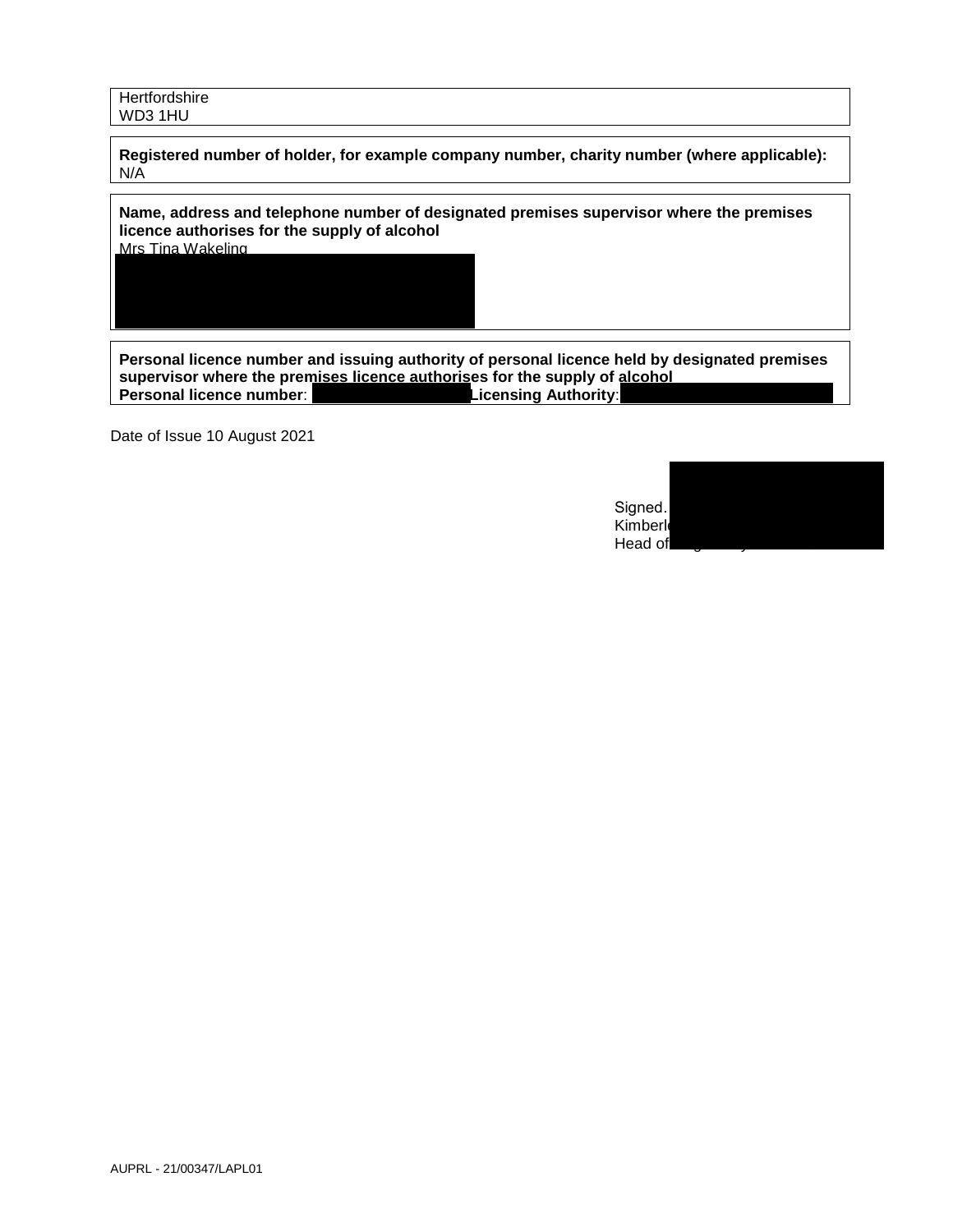Hertfordshire
WD3 1HU

**Registered number of holder, for example company number, charity number (where applicable):**
N/A

**Name, address and telephone number of designated premises supervisor where the premises licence authorises for the supply of alcohol**
Mrs Tina Wakeling

**Personal licence number and issuing authority of personal licence held by designated premises supervisor where the premises licence authorises for the supply of alcohol**
**Personal licence number**: **Licensing Authority**:

Date of Issue 10 August 2021

Signed.
Kimberl
Head of

AUPRL - 21/00347/LAPL01